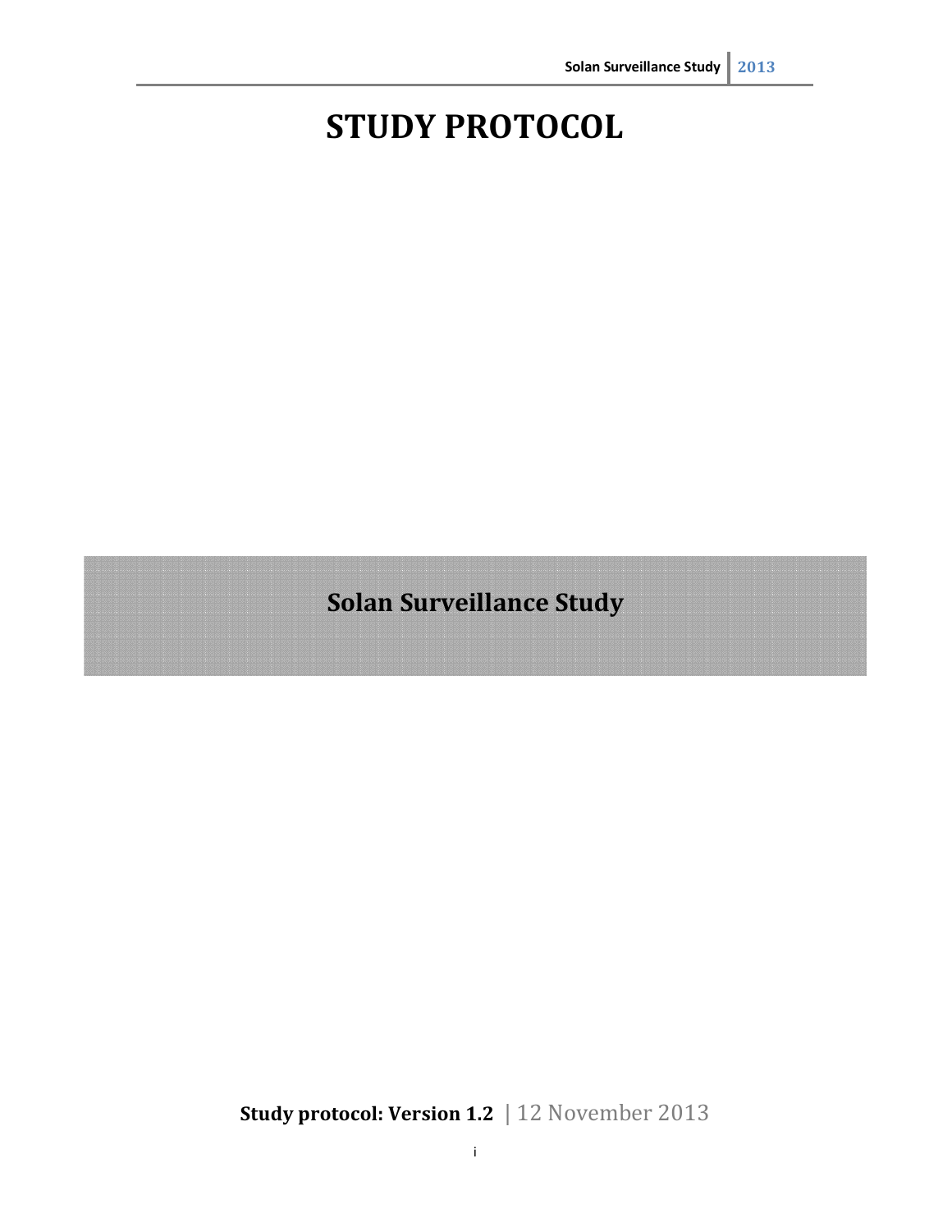# STUDY PROTOCOL

## Solan Surveillance Study

**Study protocol: Version 1.2** | 12 November 2013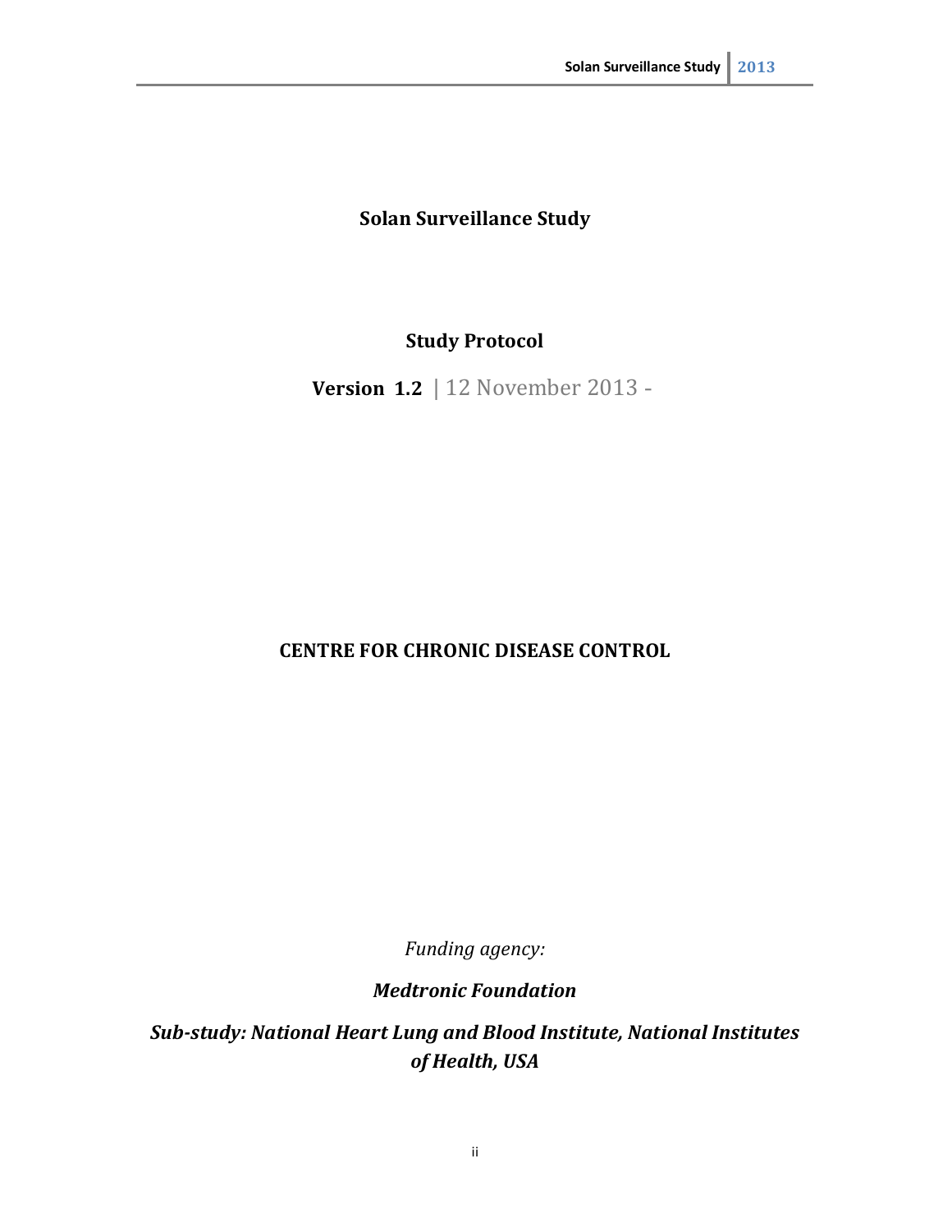# Solan Surveillance Study

## Study Protocol

**Version 1.2** | 12 November 2013 -

**CENTRE FOR CHRONIC DISEASE CONTROL**

*Funding agency:*

***Medtronic Foundation***

***Sub-study: National Heart Lung and Blood Institute, National Institutes of Health, USA***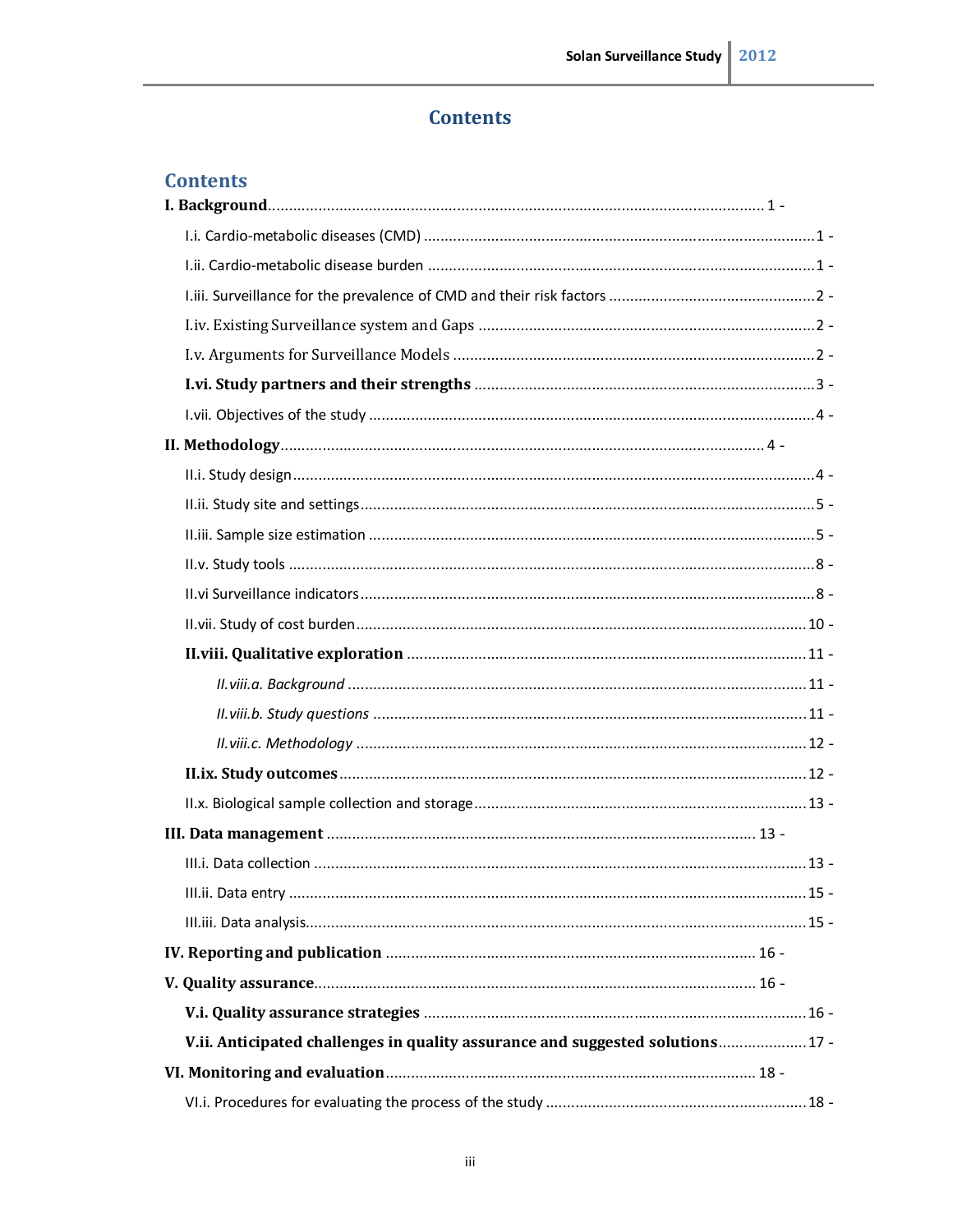# Contents

## Contents

**I. Background** ..................... 1 -

I.i. Cardio-metabolic diseases (CMD) ..................... 1 -

I.ii. Cardio-metabolic disease burden ..................... 1 -

I.iii. Surveillance for the prevalence of CMD and their risk factors ..................... 2 -

I.iv. Existing Surveillance system and Gaps ..................... 2 -

I.v. Arguments for Surveillance Models ..................... 2 -

**I.vi. Study partners and their strengths** ..................... 3 -

I.vii. Objectives of the study ..................... 4 -

**II. Methodology** ..................... 4 -

II.i. Study design ..................... 4 -

II.ii. Study site and settings ..................... 5 -

II.iii. Sample size estimation ..................... 5 -

II.v. Study tools ..................... 8 -

II.vi Surveillance indicators ..................... 8 -

II.vii. Study of cost burden ..................... 10 -

**II.viii. Qualitative exploration** ..................... 11 -

*II.viii.a. Background* ..................... 11 -

*II.viii.b. Study questions* ..................... 11 -

*II.viii.c. Methodology* ..................... 12 -

**II.ix. Study outcomes** ..................... 12 -

II.x. Biological sample collection and storage ..................... 13 -

**III. Data management** ..................... 13 -

III.i. Data collection ..................... 13 -

III.ii. Data entry ..................... 15 -

III.iii. Data analysis ..................... 15 -

**IV. Reporting and publication** ..................... 16 -

**V. Quality assurance** ..................... 16 -

**V.i. Quality assurance strategies** ..................... 16 -

**V.ii. Anticipated challenges in quality assurance and suggested solutions** ..................... 17 -

**VI. Monitoring and evaluation** ..................... 18 -

VI.i. Procedures for evaluating the process of the study ..................... 18 -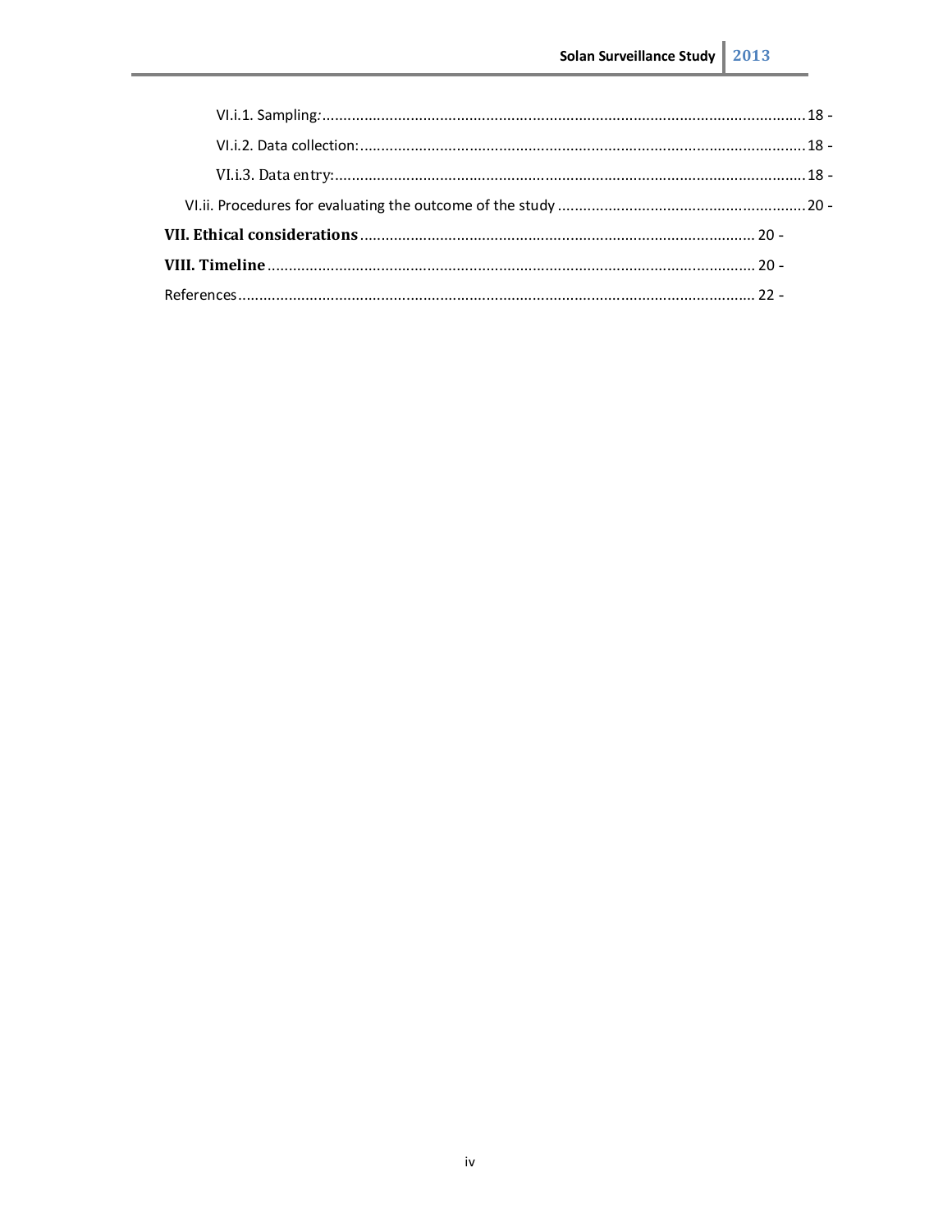VI.i.1. Sampling: ........................................................................................................... 18 -

VI.i.2. Data collection: ..................................................................................................... 18 -

VI.i.3. Data entry: ........................................................................................................... 18 -

VI.ii. Procedures for evaluating the outcome of the study ................................................ 20 -

**VII. Ethical considerations** ................................................................................... 20 -

**VIII. Timeline** ........................................................................................................ 20 -

References ...................................................................................................................... 22 -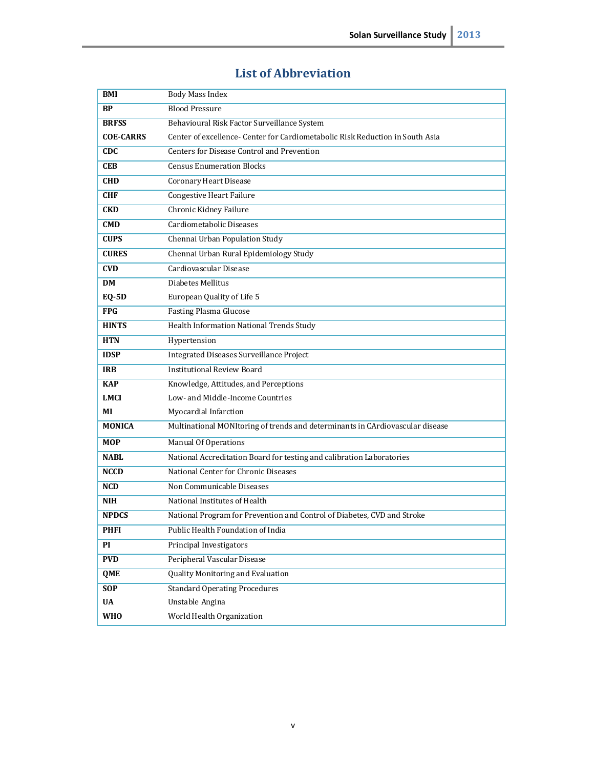# List of Abbreviation

| | |
|---|---|
| **BMI** | Body Mass Index |
| **BP** | Blood Pressure |
| **BRFSS** | Behavioural Risk Factor Surveillance System |
| **COE-CARRS** | Center of excellence- Center for Cardiometabolic Risk Reduction in South Asia |
| **CDC** | Centers for Disease Control and Prevention |
| **CEB** | Census Enumeration Blocks |
| **CHD** | Coronary Heart Disease |
| **CHF** | Congestive Heart Failure |
| **CKD** | Chronic Kidney Failure |
| **CMD** | Cardiometabolic Diseases |
| **CUPS** | Chennai Urban Population Study |
| **CURES** | Chennai Urban Rural Epidemiology Study |
| **CVD** | Cardiovascular Disease |
| **DM** | Diabetes Mellitus |
| **EQ-5D** | European Quality of Life 5 |
| **FPG** | Fasting Plasma Glucose |
| **HINTS** | Health Information National Trends Study |
| **HTN** | Hypertension |
| **IDSP** | Integrated Diseases Surveillance Project |
| **IRB** | Institutional Review Board |
| **KAP** | Knowledge, Attitudes, and Perceptions |
| **LMCI** | Low- and Middle-Income Countries |
| **MI** | Myocardial Infarction |
| **MONICA** | Multinational MONItoring of trends and determinants in CArdiovascular disease |
| **MOP** | Manual Of Operations |
| **NABL** | National Accreditation Board for testing and calibration Laboratories |
| **NCCD** | National Center for Chronic Diseases |
| **NCD** | Non Communicable Diseases |
| **NIH** | National Institutes of Health |
| **NPDCS** | National Program for Prevention and Control of Diabetes, CVD and Stroke |
| **PHFI** | Public Health Foundation of India |
| **PI** | Principal Investigators |
| **PVD** | Peripheral Vascular Disease |
| **QME** | Quality Monitoring and Evaluation |
| **SOP** | Standard Operating Procedures |
| **UA** | Unstable Angina |
| **WHO** | World Health Organization |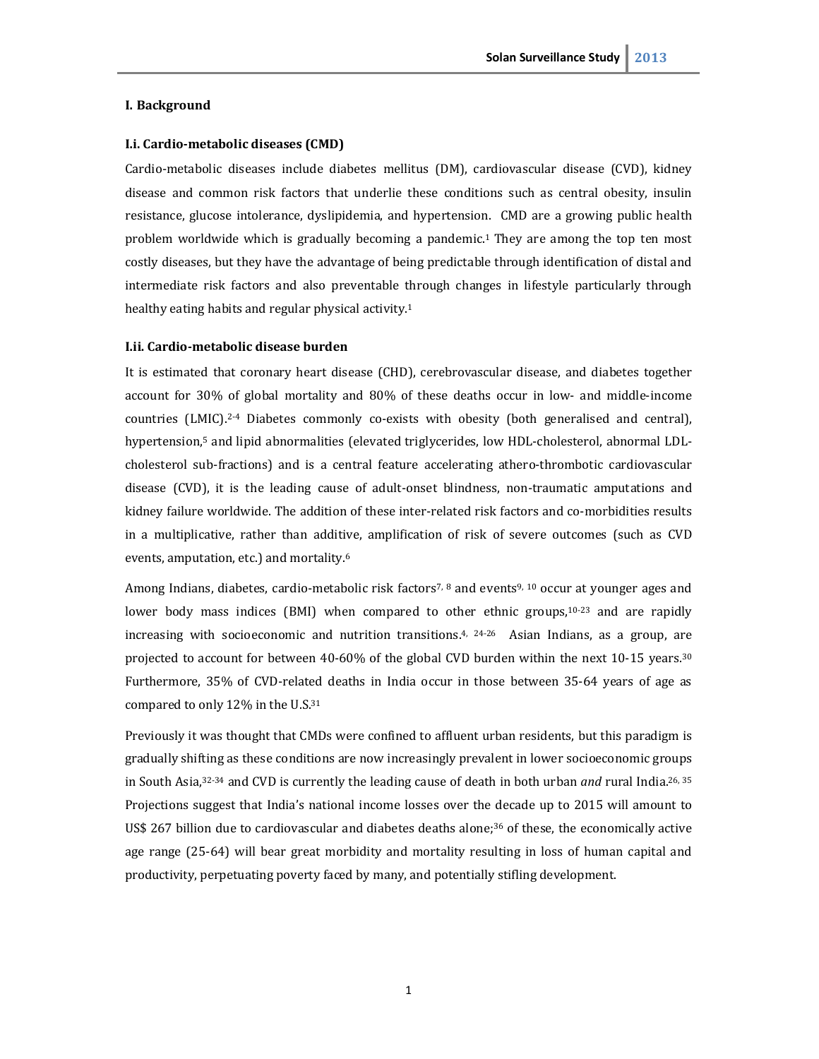## I. Background

### I.i. Cardio-metabolic diseases (CMD)

Cardio-metabolic diseases include diabetes mellitus (DM), cardiovascular disease (CVD), kidney disease and common risk factors that underlie these conditions such as central obesity, insulin resistance, glucose intolerance, dyslipidemia, and hypertension. CMD are a growing public health problem worldwide which is gradually becoming a pandemic.[1] They are among the top ten most costly diseases, but they have the advantage of being predictable through identification of distal and intermediate risk factors and also preventable through changes in lifestyle particularly through healthy eating habits and regular physical activity.[1]

### I.ii. Cardio-metabolic disease burden

It is estimated that coronary heart disease (CHD), cerebrovascular disease, and diabetes together account for 30% of global mortality and 80% of these deaths occur in low- and middle-income countries (LMIC).[2-4] Diabetes commonly co-exists with obesity (both generalised and central), hypertension,[5] and lipid abnormalities (elevated triglycerides, low HDL-cholesterol, abnormal LDL-cholesterol sub-fractions) and is a central feature accelerating athero-thrombotic cardiovascular disease (CVD), it is the leading cause of adult-onset blindness, non-traumatic amputations and kidney failure worldwide. The addition of these inter-related risk factors and co-morbidities results in a multiplicative, rather than additive, amplification of risk of severe outcomes (such as CVD events, amputation, etc.) and mortality.[6]

Among Indians, diabetes, cardio-metabolic risk factors[7, 8] and events[9, 10] occur at younger ages and lower body mass indices (BMI) when compared to other ethnic groups,[10-23] and are rapidly increasing with socioeconomic and nutrition transitions.[4, 24-26] Asian Indians, as a group, are projected to account for between 40-60% of the global CVD burden within the next 10-15 years.[30] Furthermore, 35% of CVD-related deaths in India occur in those between 35-64 years of age as compared to only 12% in the U.S.[31]

Previously it was thought that CMDs were confined to affluent urban residents, but this paradigm is gradually shifting as these conditions are now increasingly prevalent in lower socioeconomic groups in South Asia,[32-34] and CVD is currently the leading cause of death in both urban *and* rural India.[26, 35] Projections suggest that India's national income losses over the decade up to 2015 will amount to US$ 267 billion due to cardiovascular and diabetes deaths alone;[36] of these, the economically active age range (25-64) will bear great morbidity and mortality resulting in loss of human capital and productivity, perpetuating poverty faced by many, and potentially stifling development.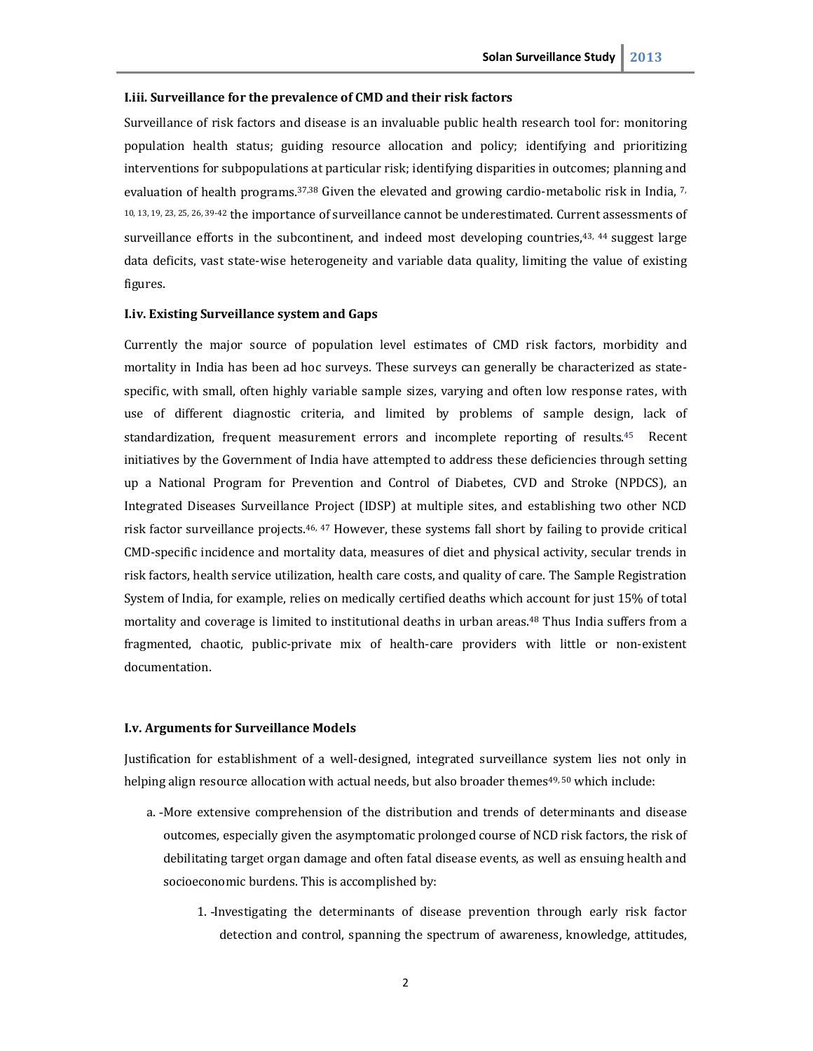### I.iii. Surveillance for the prevalence of CMD and their risk factors

Surveillance of risk factors and disease is an invaluable public health research tool for: monitoring population health status; guiding resource allocation and policy; identifying and prioritizing interventions for subpopulations at particular risk; identifying disparities in outcomes; planning and evaluation of health programs.[37,38] Given the elevated and growing cardio-metabolic risk in India,[7, 10, 13, 19, 23, 25, 26, 39-42] the importance of surveillance cannot be underestimated. Current assessments of surveillance efforts in the subcontinent, and indeed most developing countries,[43, 44] suggest large data deficits, vast state-wise heterogeneity and variable data quality, limiting the value of existing figures.

### I.iv. Existing Surveillance system and Gaps

Currently the major source of population level estimates of CMD risk factors, morbidity and mortality in India has been ad hoc surveys. These surveys can generally be characterized as state-specific, with small, often highly variable sample sizes, varying and often low response rates, with use of different diagnostic criteria, and limited by problems of sample design, lack of standardization, frequent measurement errors and incomplete reporting of results.[45] Recent initiatives by the Government of India have attempted to address these deficiencies through setting up a National Program for Prevention and Control of Diabetes, CVD and Stroke (NPDCS), an Integrated Diseases Surveillance Project (IDSP) at multiple sites, and establishing two other NCD risk factor surveillance projects.[46, 47] However, these systems fall short by failing to provide critical CMD-specific incidence and mortality data, measures of diet and physical activity, secular trends in risk factors, health service utilization, health care costs, and quality of care. The Sample Registration System of India, for example, relies on medically certified deaths which account for just 15% of total mortality and coverage is limited to institutional deaths in urban areas.[48] Thus India suffers from a fragmented, chaotic, public-private mix of health-care providers with little or non-existent documentation.

### I.v. Arguments for Surveillance Models

Justification for establishment of a well-designed, integrated surveillance system lies not only in helping align resource allocation with actual needs, but also broader themes[49, 50] which include:

a. -More extensive comprehension of the distribution and trends of determinants and disease outcomes, especially given the asymptomatic prolonged course of NCD risk factors, the risk of debilitating target organ damage and often fatal disease events, as well as ensuing health and socioeconomic burdens. This is accomplished by:

   1. -Investigating the determinants of disease prevention through early risk factor detection and control, spanning the spectrum of awareness, knowledge, attitudes,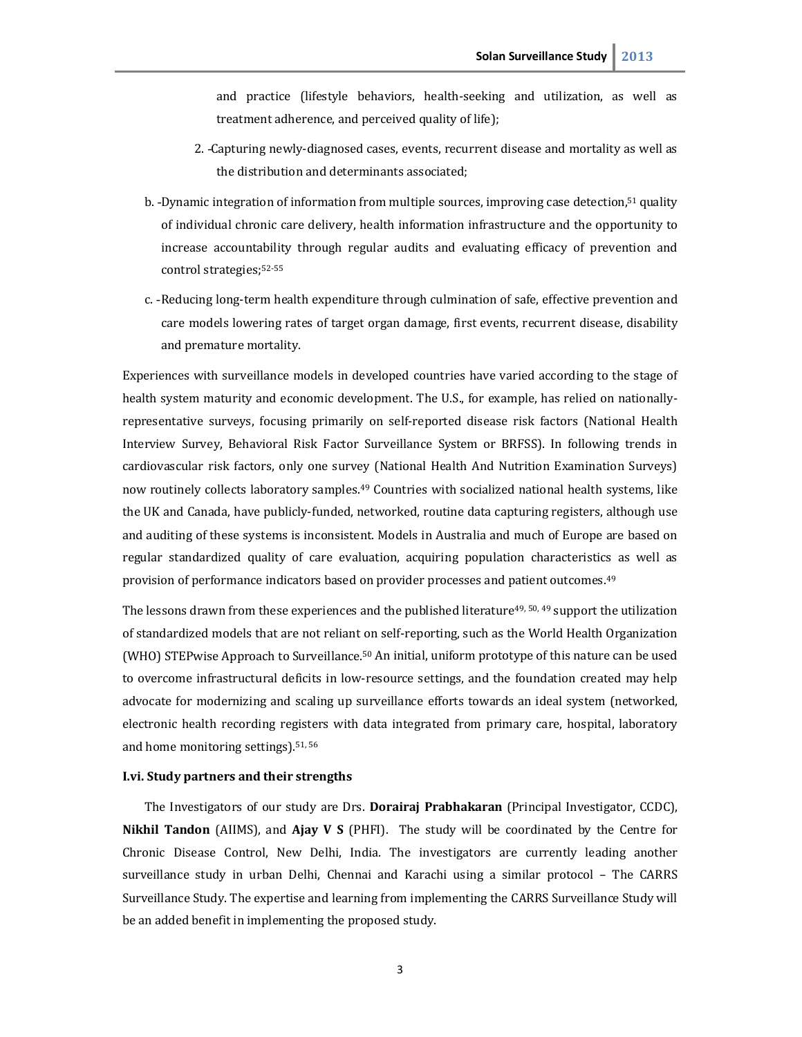and practice (lifestyle behaviors, health-seeking and utilization, as well as treatment adherence, and perceived quality of life);

2. -Capturing newly-diagnosed cases, events, recurrent disease and mortality as well as the distribution and determinants associated;

b. -Dynamic integration of information from multiple sources, improving case detection,[51] quality of individual chronic care delivery, health information infrastructure and the opportunity to increase accountability through regular audits and evaluating efficacy of prevention and control strategies;[52-55]

c. -Reducing long-term health expenditure through culmination of safe, effective prevention and care models lowering rates of target organ damage, first events, recurrent disease, disability and premature mortality.

Experiences with surveillance models in developed countries have varied according to the stage of health system maturity and economic development. The U.S., for example, has relied on nationally-representative surveys, focusing primarily on self-reported disease risk factors (National Health Interview Survey, Behavioral Risk Factor Surveillance System or BRFSS). In following trends in cardiovascular risk factors, only one survey (National Health And Nutrition Examination Surveys) now routinely collects laboratory samples.[49] Countries with socialized national health systems, like the UK and Canada, have publicly-funded, networked, routine data capturing registers, although use and auditing of these systems is inconsistent. Models in Australia and much of Europe are based on regular standardized quality of care evaluation, acquiring population characteristics as well as provision of performance indicators based on provider processes and patient outcomes.[49]

The lessons drawn from these experiences and the published literature[49, 50, 49] support the utilization of standardized models that are not reliant on self-reporting, such as the World Health Organization (WHO) STEPwise Approach to Surveillance.[50] An initial, uniform prototype of this nature can be used to overcome infrastructural deficits in low-resource settings, and the foundation created may help advocate for modernizing and scaling up surveillance efforts towards an ideal system (networked, electronic health recording registers with data integrated from primary care, hospital, laboratory and home monitoring settings).[51, 56]

### I.vi. Study partners and their strengths

The Investigators of our study are Drs. **Dorairaj Prabhakaran** (Principal Investigator, CCDC), **Nikhil Tandon** (AIIMS), and **Ajay V S** (PHFI). The study will be coordinated by the Centre for Chronic Disease Control, New Delhi, India. The investigators are currently leading another surveillance study in urban Delhi, Chennai and Karachi using a similar protocol – The CARRS Surveillance Study. The expertise and learning from implementing the CARRS Surveillance Study will be an added benefit in implementing the proposed study.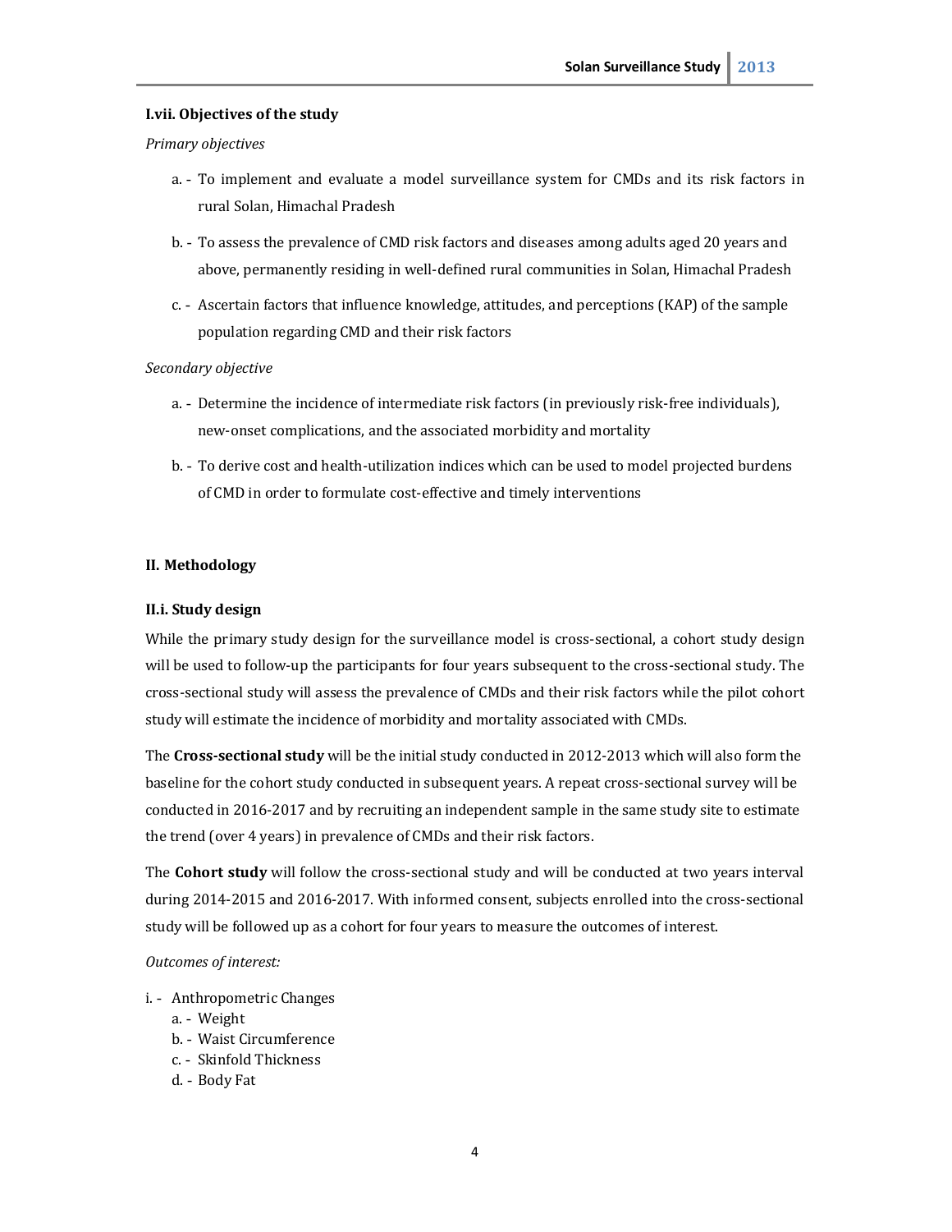### I.vii. Objectives of the study

*Primary objectives*

a. - To implement and evaluate a model surveillance system for CMDs and its risk factors in rural Solan, Himachal Pradesh

b. - To assess the prevalence of CMD risk factors and diseases among adults aged 20 years and above, permanently residing in well-defined rural communities in Solan, Himachal Pradesh

c. - Ascertain factors that influence knowledge, attitudes, and perceptions (KAP) of the sample population regarding CMD and their risk factors

*Secondary objective*

a. - Determine the incidence of intermediate risk factors (in previously risk-free individuals), new-onset complications, and the associated morbidity and mortality

b. - To derive cost and health-utilization indices which can be used to model projected burdens of CMD in order to formulate cost-effective and timely interventions

## II. Methodology

### II.i. Study design

While the primary study design for the surveillance model is cross-sectional, a cohort study design will be used to follow-up the participants for four years subsequent to the cross-sectional study. The cross-sectional study will assess the prevalence of CMDs and their risk factors while the pilot cohort study will estimate the incidence of morbidity and mortality associated with CMDs.

The **Cross-sectional study** will be the initial study conducted in 2012-2013 which will also form the baseline for the cohort study conducted in subsequent years. A repeat cross-sectional survey will be conducted in 2016-2017 and by recruiting an independent sample in the same study site to estimate the trend (over 4 years) in prevalence of CMDs and their risk factors.

The **Cohort study** will follow the cross-sectional study and will be conducted at two years interval during 2014-2015 and 2016-2017. With informed consent, subjects enrolled into the cross-sectional study will be followed up as a cohort for four years to measure the outcomes of interest.

*Outcomes of interest:*

i. - Anthropometric Changes
  - a. - Weight
  - b. - Waist Circumference
  - c. - Skinfold Thickness
  - d. - Body Fat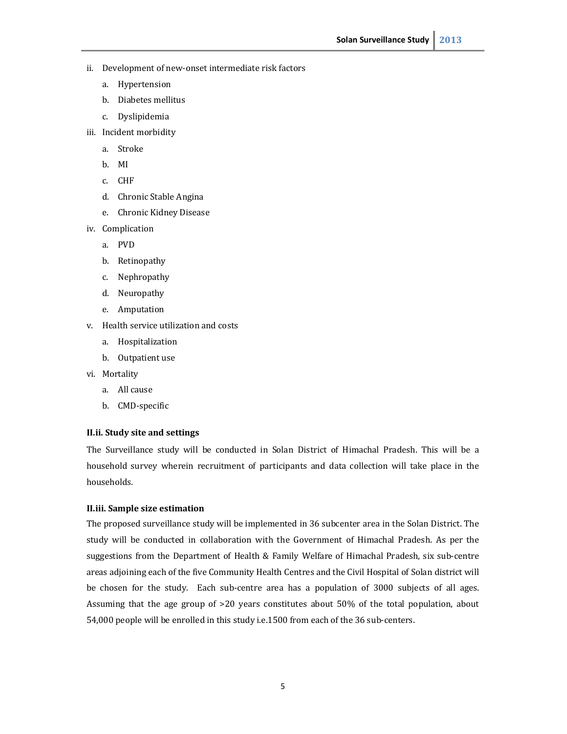ii. Development of new-onset intermediate risk factors
   a. Hypertension
   b. Diabetes mellitus
   c. Dyslipidemia
iii. Incident morbidity
   a. Stroke
   b. MI
   c. CHF
   d. Chronic Stable Angina
   e. Chronic Kidney Disease
iv. Complication
   a. PVD
   b. Retinopathy
   c. Nephropathy
   d. Neuropathy
   e. Amputation
v. Health service utilization and costs
   a. Hospitalization
   b. Outpatient use
vi. Mortality
   a. All cause
   b. CMD-specific

**II.ii. Study site and settings**

The Surveillance study will be conducted in Solan District of Himachal Pradesh. This will be a household survey wherein recruitment of participants and data collection will take place in the households.

**II.iii. Sample size estimation**

The proposed surveillance study will be implemented in 36 subcenter area in the Solan District. The study will be conducted in collaboration with the Government of Himachal Pradesh. As per the suggestions from the Department of Health & Family Welfare of Himachal Pradesh, six sub-centre areas adjoining each of the five Community Health Centres and the Civil Hospital of Solan district will be chosen for the study. Each sub-centre area has a population of 3000 subjects of all ages. Assuming that the age group of >20 years constitutes about 50% of the total population, about 54,000 people will be enrolled in this study i.e.1500 from each of the 36 sub-centers.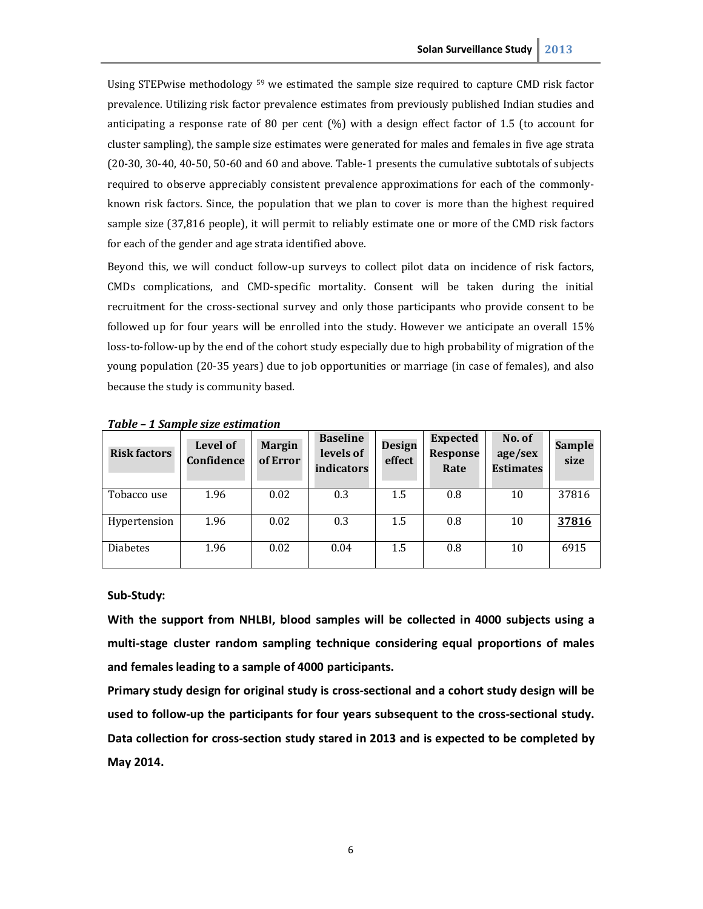Using STEPwise methodology [59] we estimated the sample size required to capture CMD risk factor prevalence. Utilizing risk factor prevalence estimates from previously published Indian studies and anticipating a response rate of 80 per cent (%) with a design effect factor of 1.5 (to account for cluster sampling), the sample size estimates were generated for males and females in five age strata (20-30, 30-40, 40-50, 50-60 and 60 and above. Table-1 presents the cumulative subtotals of subjects required to observe appreciably consistent prevalence approximations for each of the commonly-known risk factors. Since, the population that we plan to cover is more than the highest required sample size (37,816 people), it will permit to reliably estimate one or more of the CMD risk factors for each of the gender and age strata identified above.

Beyond this, we will conduct follow-up surveys to collect pilot data on incidence of risk factors, CMDs complications, and CMD-specific mortality. Consent will be taken during the initial recruitment for the cross-sectional survey and only those participants who provide consent to be followed up for four years will be enrolled into the study. However we anticipate an overall 15% loss-to-follow-up by the end of the cohort study especially due to high probability of migration of the young population (20-35 years) due to job opportunities or marriage (in case of females), and also because the study is community based.

***Table – 1 Sample size estimation***

| Risk factors | Level of Confidence | Margin of Error | Baseline levels of indicators | Design effect | Expected Response Rate | No. of age/sex Estimates | Sample size |
|---|---|---|---|---|---|---|---|
| Tobacco use | 1.96 | 0.02 | 0.3 | 1.5 | 0.8 | 10 | 37816 |
| Hypertension | 1.96 | 0.02 | 0.3 | 1.5 | 0.8 | 10 | **37816** |
| Diabetes | 1.96 | 0.02 | 0.04 | 1.5 | 0.8 | 10 | 6915 |

**Sub-Study:**

**With the support from NHLBI, blood samples will be collected in 4000 subjects using a multi-stage cluster random sampling technique considering equal proportions of males and females leading to a sample of 4000 participants.**

**Primary study design for original study is cross-sectional and a cohort study design will be used to follow-up the participants for four years subsequent to the cross-sectional study. Data collection for cross-section study stared in 2013 and is expected to be completed by May 2014.**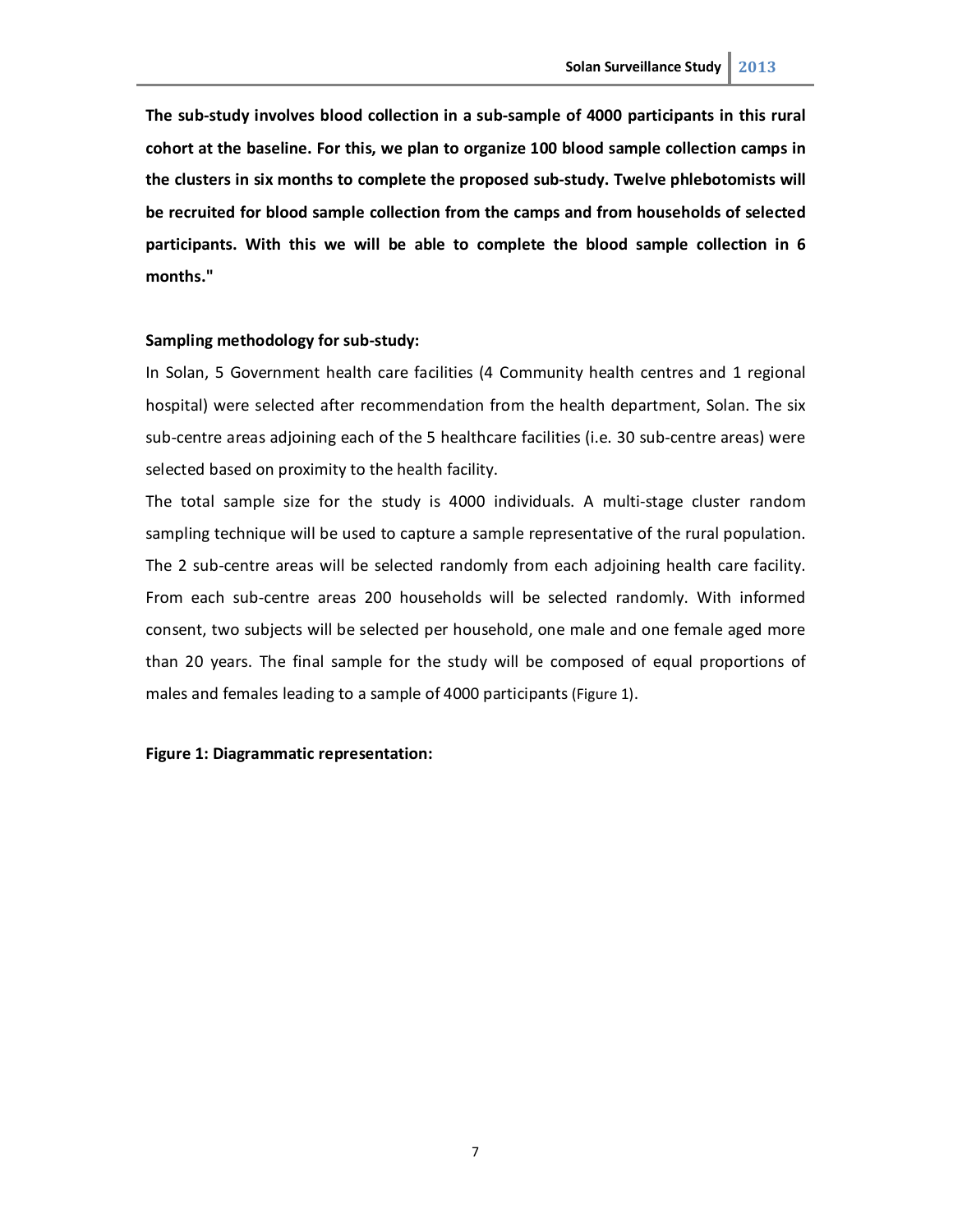**The sub-study involves blood collection in a sub-sample of 4000 participants in this rural cohort at the baseline. For this, we plan to organize 100 blood sample collection camps in the clusters in six months to complete the proposed sub-study. Twelve phlebotomists will be recruited for blood sample collection from the camps and from households of selected participants. With this we will be able to complete the blood sample collection in 6 months."**

**Sampling methodology for sub-study:**

In Solan, 5 Government health care facilities (4 Community health centres and 1 regional hospital) were selected after recommendation from the health department, Solan. The six sub-centre areas adjoining each of the 5 healthcare facilities (i.e. 30 sub-centre areas) were selected based on proximity to the health facility.

The total sample size for the study is 4000 individuals. A multi-stage cluster random sampling technique will be used to capture a sample representative of the rural population. The 2 sub-centre areas will be selected randomly from each adjoining health care facility. From each sub-centre areas 200 households will be selected randomly. With informed consent, two subjects will be selected per household, one male and one female aged more than 20 years. The final sample for the study will be composed of equal proportions of males and females leading to a sample of 4000 participants (Figure 1).

**Figure 1: Diagrammatic representation:**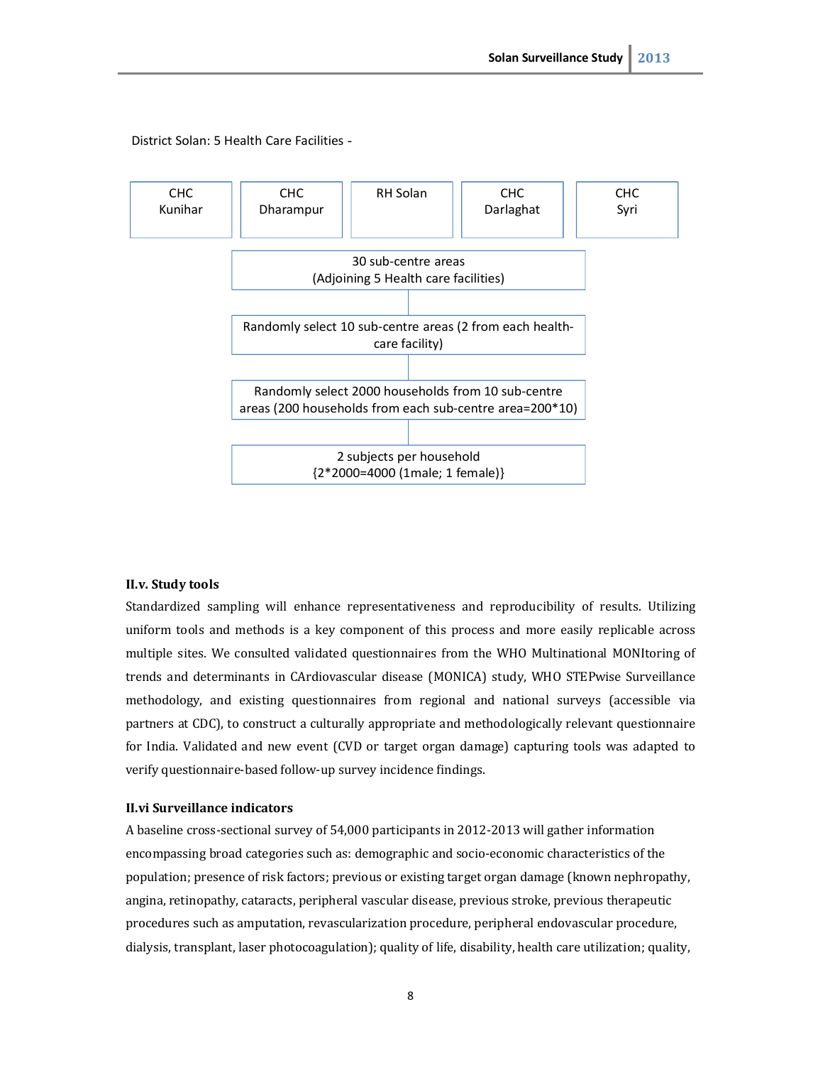District Solan: 5 Health Care Facilities -

| CHC Kunihar | CHC Dharampur | RH Solan | CHC Darlaghat | CHC Syri |
|---|---|---|---|---|

30 sub-centre areas
(Adjoining 5 Health care facilities)

Randomly select 10 sub-centre areas (2 from each health-care facility)

Randomly select 2000 households from 10 sub-centre areas (200 households from each sub-centre area=200*10)

2 subjects per household
{2*2000=4000 (1male; 1 female)}

**II.v. Study tools**

Standardized sampling will enhance representativeness and reproducibility of results. Utilizing uniform tools and methods is a key component of this process and more easily replicable across multiple sites. We consulted validated questionnaires from the WHO Multinational MONItoring of trends and determinants in CArdiovascular disease (MONICA) study, WHO STEPwise Surveillance methodology, and existing questionnaires from regional and national surveys (accessible via partners at CDC), to construct a culturally appropriate and methodologically relevant questionnaire for India. Validated and new event (CVD or target organ damage) capturing tools was adapted to verify questionnaire-based follow-up survey incidence findings.

**II.vi Surveillance indicators**

A baseline cross-sectional survey of 54,000 participants in 2012-2013 will gather information encompassing broad categories such as: demographic and socio-economic characteristics of the population; presence of risk factors; previous or existing target organ damage (known nephropathy, angina, retinopathy, cataracts, peripheral vascular disease, previous stroke, previous therapeutic procedures such as amputation, revascularization procedure, peripheral endovascular procedure, dialysis, transplant, laser photocoagulation); quality of life, disability, health care utilization; quality,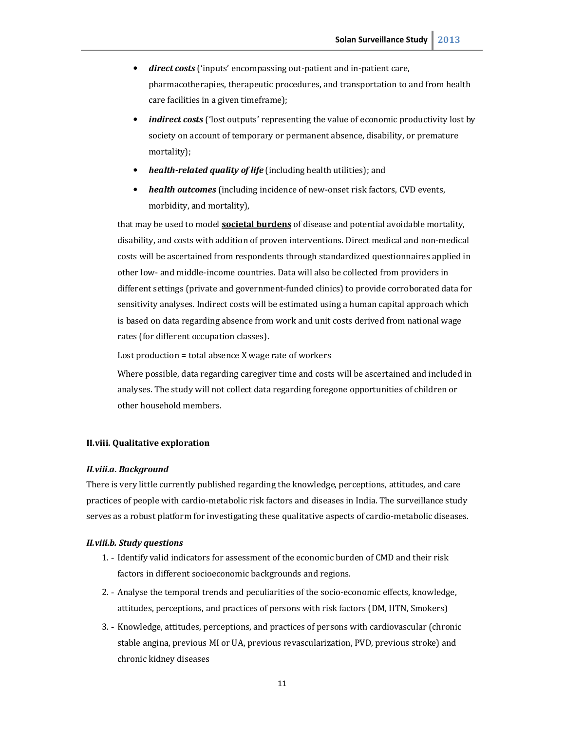- ***direct costs*** ('inputs' encompassing out-patient and in-patient care, pharmacotherapies, therapeutic procedures, and transportation to and from health care facilities in a given timeframe);
- ***indirect costs*** ('lost outputs' representing the value of economic productivity lost by society on account of temporary or permanent absence, disability, or premature mortality);
- ***health-related quality of life*** (including health utilities); and
- ***health outcomes*** (including incidence of new-onset risk factors, CVD events, morbidity, and mortality),

that may be used to model **societal burdens** of disease and potential avoidable mortality, disability, and costs with addition of proven interventions. Direct medical and non-medical costs will be ascertained from respondents through standardized questionnaires applied in other low- and middle-income countries. Data will also be collected from providers in different settings (private and government-funded clinics) to provide corroborated data for sensitivity analyses. Indirect costs will be estimated using a human capital approach which is based on data regarding absence from work and unit costs derived from national wage rates (for different occupation classes).

Lost production = total absence X wage rate of workers

Where possible, data regarding caregiver time and costs will be ascertained and included in analyses. The study will not collect data regarding foregone opportunities of children or other household members.

### II.viii. Qualitative exploration

#### *II.viii.a. Background*

There is very little currently published regarding the knowledge, perceptions, attitudes, and care practices of people with cardio-metabolic risk factors and diseases in India. The surveillance study serves as a robust platform for investigating these qualitative aspects of cardio-metabolic diseases.

#### *II.viii.b. Study questions*

1. - Identify valid indicators for assessment of the economic burden of CMD and their risk factors in different socioeconomic backgrounds and regions.
2. - Analyse the temporal trends and peculiarities of the socio-economic effects, knowledge, attitudes, perceptions, and practices of persons with risk factors (DM, HTN, Smokers)
3. - Knowledge, attitudes, perceptions, and practices of persons with cardiovascular (chronic stable angina, previous MI or UA, previous revascularization, PVD, previous stroke) and chronic kidney diseases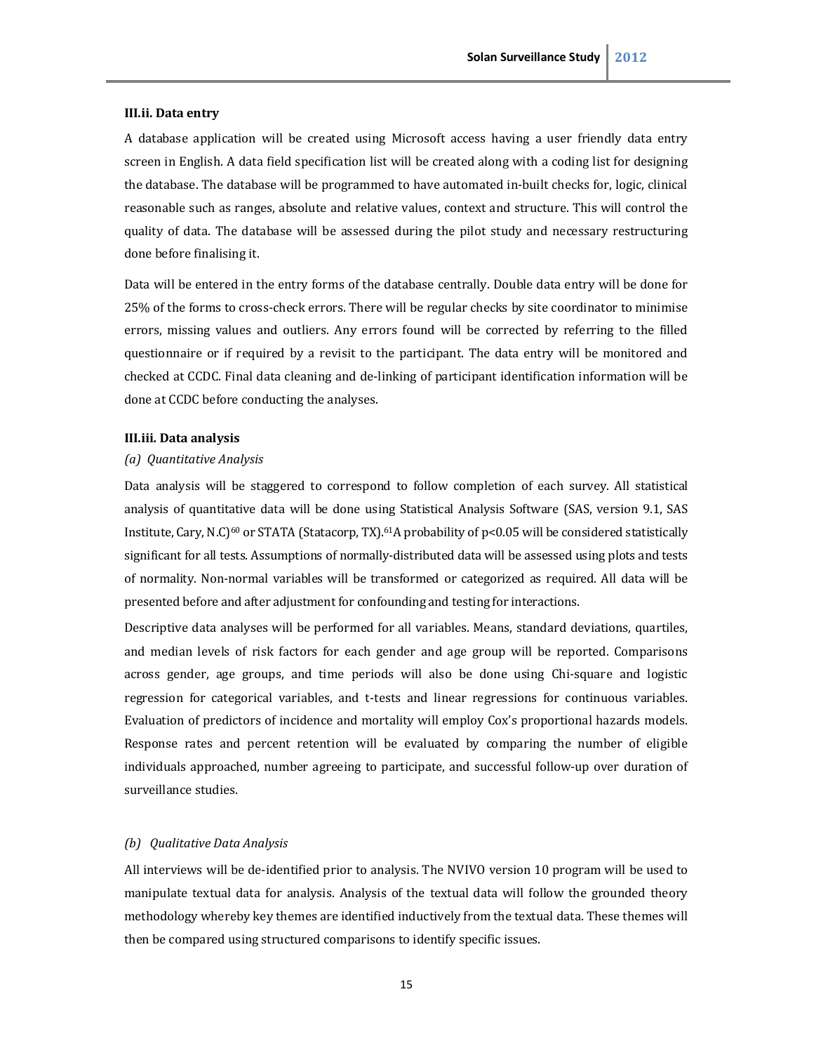### III.ii. Data entry

A database application will be created using Microsoft access having a user friendly data entry screen in English. A data field specification list will be created along with a coding list for designing the database. The database will be programmed to have automated in-built checks for, logic, clinical reasonable such as ranges, absolute and relative values, context and structure. This will control the quality of data. The database will be assessed during the pilot study and necessary restructuring done before finalising it.

Data will be entered in the entry forms of the database centrally. Double data entry will be done for 25% of the forms to cross-check errors. There will be regular checks by site coordinator to minimise errors, missing values and outliers. Any errors found will be corrected by referring to the filled questionnaire or if required by a revisit to the participant. The data entry will be monitored and checked at CCDC. Final data cleaning and de-linking of participant identification information will be done at CCDC before conducting the analyses.

### III.iii. Data analysis

*(a) Quantitative Analysis*

Data analysis will be staggered to correspond to follow completion of each survey. All statistical analysis of quantitative data will be done using Statistical Analysis Software (SAS, version 9.1, SAS Institute, Cary, N.C)[60] or STATA (Statacorp, TX).[61] A probability of $p<0.05$ will be considered statistically significant for all tests. Assumptions of normally-distributed data will be assessed using plots and tests of normality. Non-normal variables will be transformed or categorized as required. All data will be presented before and after adjustment for confounding and testing for interactions.

Descriptive data analyses will be performed for all variables. Means, standard deviations, quartiles, and median levels of risk factors for each gender and age group will be reported. Comparisons across gender, age groups, and time periods will also be done using Chi-square and logistic regression for categorical variables, and t-tests and linear regressions for continuous variables. Evaluation of predictors of incidence and mortality will employ Cox's proportional hazards models. Response rates and percent retention will be evaluated by comparing the number of eligible individuals approached, number agreeing to participate, and successful follow-up over duration of surveillance studies.

*(b) Qualitative Data Analysis*

All interviews will be de-identified prior to analysis. The NVIVO version 10 program will be used to manipulate textual data for analysis. Analysis of the textual data will follow the grounded theory methodology whereby key themes are identified inductively from the textual data. These themes will then be compared using structured comparisons to identify specific issues.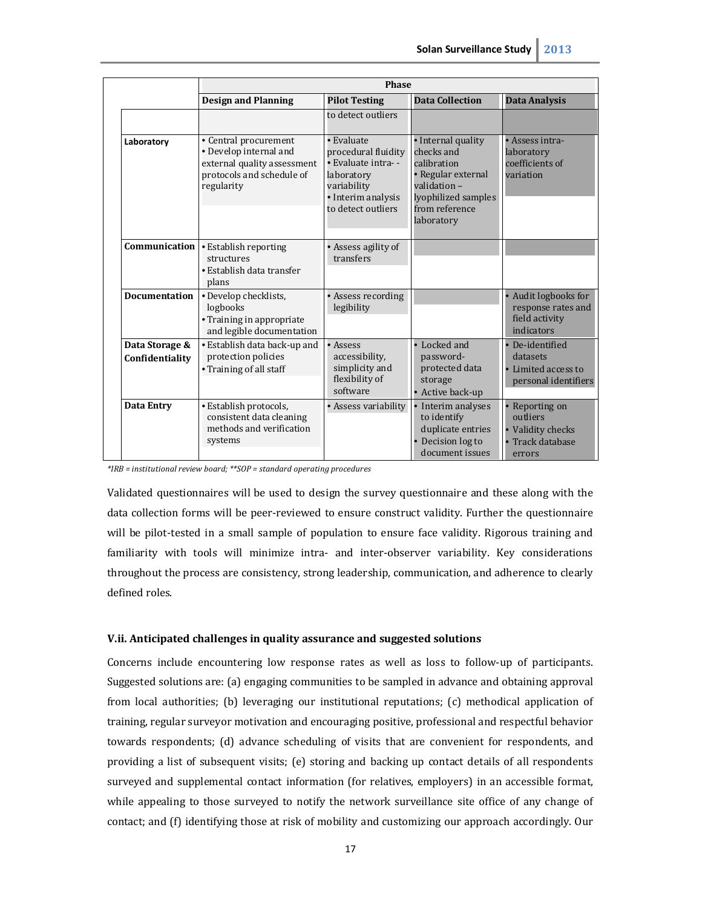| | Phase | | | |
|---|---|---|---|---|
| | **Design and Planning** | **Pilot Testing** | **Data Collection** | **Data Analysis** |
| | | to detect outliers | | |
| **Laboratory** | • Central procurement<br>• Develop internal and external quality assessment protocols and schedule of regularity | • Evaluate procedural fluidity<br>• Evaluate intra- - laboratory variability<br>• Interim analysis to detect outliers | • Internal quality checks and calibration<br>• Regular external validation – lyophilized samples from reference laboratory | • Assess intra-laboratory coefficients of variation |
| **Communication** | • Establish reporting structures<br>• Establish data transfer plans | • Assess agility of transfers | | |
| **Documentation** | • Develop checklists, logbooks<br>• Training in appropriate and legible documentation | • Assess recording legibility | | • Audit logbooks for response rates and field activity indicators |
| **Data Storage & Confidentiality** | • Establish data back-up and protection policies<br>• Training of all staff | • Assess accessibility, simplicity and flexibility of software | • Locked and password-protected data storage<br>• Active back-up | • De-identified datasets<br>• Limited access to personal identifiers |
| **Data Entry** | • Establish protocols, consistent data cleaning methods and verification systems | • Assess variability | • Interim analyses to identify duplicate entries<br>• Decision log to document issues | • Reporting on outliers<br>• Validity checks<br>• Track database errors |

*\*IRB = institutional review board; \*\*SOP = standard operating procedures*

Validated questionnaires will be used to design the survey questionnaire and these along with the data collection forms will be peer-reviewed to ensure construct validity. Further the questionnaire will be pilot-tested in a small sample of population to ensure face validity. Rigorous training and familiarity with tools will minimize intra- and inter-observer variability. Key considerations throughout the process are consistency, strong leadership, communication, and adherence to clearly defined roles.

### V.ii. Anticipated challenges in quality assurance and suggested solutions

Concerns include encountering low response rates as well as loss to follow-up of participants. Suggested solutions are: (a) engaging communities to be sampled in advance and obtaining approval from local authorities; (b) leveraging our institutional reputations; (c) methodical application of training, regular surveyor motivation and encouraging positive, professional and respectful behavior towards respondents; (d) advance scheduling of visits that are convenient for respondents, and providing a list of subsequent visits; (e) storing and backing up contact details of all respondents surveyed and supplemental contact information (for relatives, employers) in an accessible format, while appealing to those surveyed to notify the network surveillance site office of any change of contact; and (f) identifying those at risk of mobility and customizing our approach accordingly. Our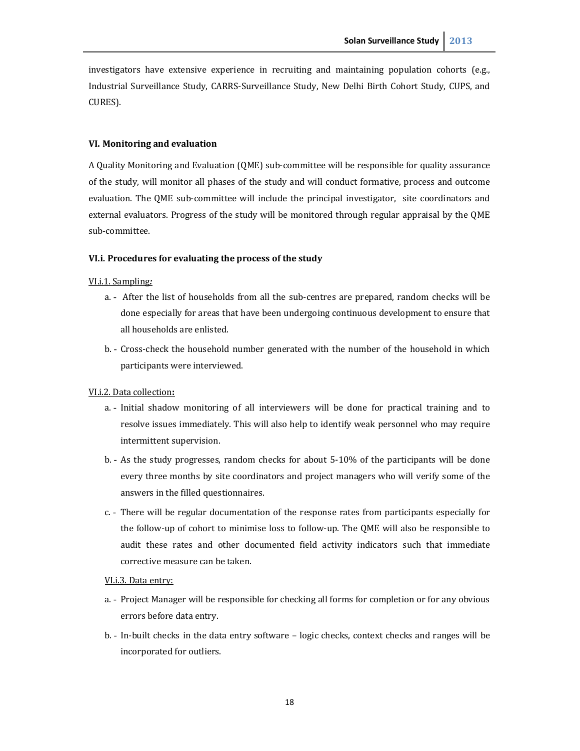investigators have extensive experience in recruiting and maintaining population cohorts (e.g., Industrial Surveillance Study, CARRS-Surveillance Study, New Delhi Birth Cohort Study, CUPS, and CURES).

### VI. Monitoring and evaluation

A Quality Monitoring and Evaluation (QME) sub-committee will be responsible for quality assurance of the study, will monitor all phases of the study and will conduct formative, process and outcome evaluation. The QME sub-committee will include the principal investigator, site coordinators and external evaluators. Progress of the study will be monitored through regular appraisal by the QME sub-committee.

#### VI.i. Procedures for evaluating the process of the study

VI.i.1. Sampling*:*

a. - After the list of households from all the sub-centres are prepared, random checks will be done especially for areas that have been undergoing continuous development to ensure that all households are enlisted.

b. - Cross-check the household number generated with the number of the household in which participants were interviewed.

VI.i.2. Data collection**:**

a. - Initial shadow monitoring of all interviewers will be done for practical training and to resolve issues immediately. This will also help to identify weak personnel who may require intermittent supervision.

b. - As the study progresses, random checks for about 5-10% of the participants will be done every three months by site coordinators and project managers who will verify some of the answers in the filled questionnaires.

c. - There will be regular documentation of the response rates from participants especially for the follow-up of cohort to minimise loss to follow-up. The QME will also be responsible to audit these rates and other documented field activity indicators such that immediate corrective measure can be taken.

VI.i.3. Data entry:

a. - Project Manager will be responsible for checking all forms for completion or for any obvious errors before data entry.

b. - In-built checks in the data entry software – logic checks, context checks and ranges will be incorporated for outliers.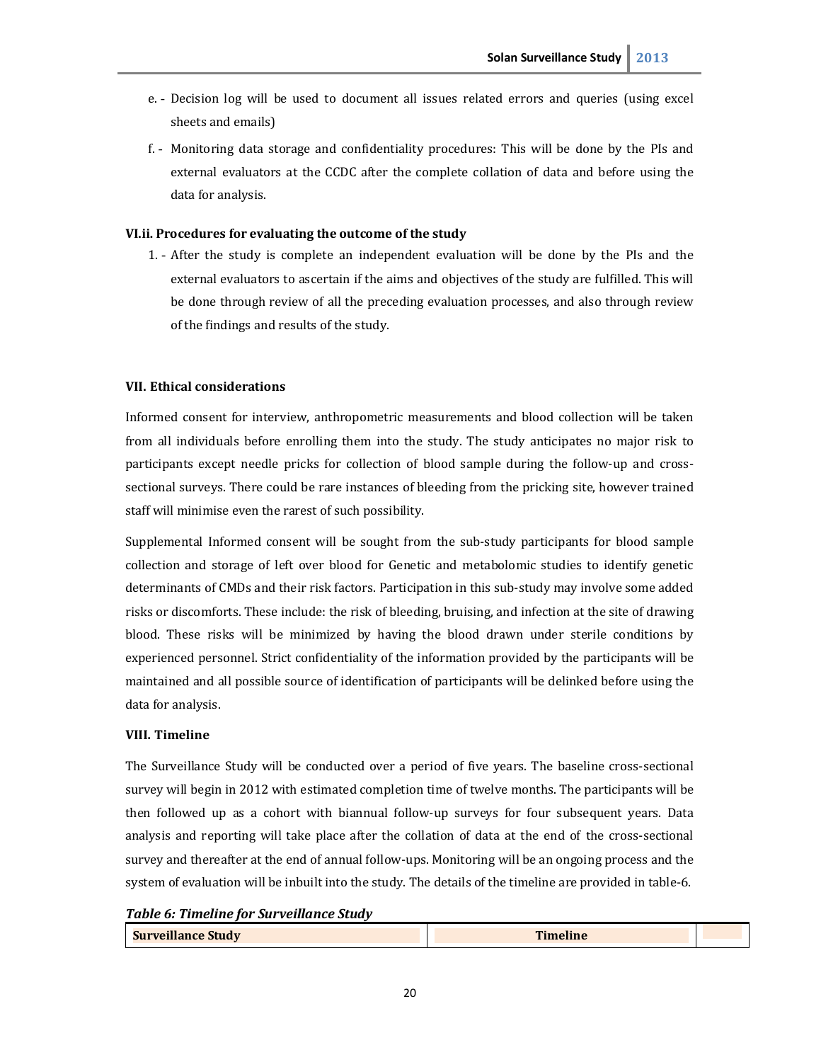e. - Decision log will be used to document all issues related errors and queries (using excel sheets and emails)

f. - Monitoring data storage and confidentiality procedures: This will be done by the PIs and external evaluators at the CCDC after the complete collation of data and before using the data for analysis.

### VI.ii. Procedures for evaluating the outcome of the study

1. - After the study is complete an independent evaluation will be done by the PIs and the external evaluators to ascertain if the aims and objectives of the study are fulfilled. This will be done through review of all the preceding evaluation processes, and also through review of the findings and results of the study.

## VII. Ethical considerations

Informed consent for interview, anthropometric measurements and blood collection will be taken from all individuals before enrolling them into the study. The study anticipates no major risk to participants except needle pricks for collection of blood sample during the follow-up and cross-sectional surveys. There could be rare instances of bleeding from the pricking site, however trained staff will minimise even the rarest of such possibility.

Supplemental Informed consent will be sought from the sub-study participants for blood sample collection and storage of left over blood for Genetic and metabolomic studies to identify genetic determinants of CMDs and their risk factors. Participation in this sub-study may involve some added risks or discomforts. These include: the risk of bleeding, bruising, and infection at the site of drawing blood. These risks will be minimized by having the blood drawn under sterile conditions by experienced personnel. Strict confidentiality of the information provided by the participants will be maintained and all possible source of identification of participants will be delinked before using the data for analysis.

## VIII. Timeline

The Surveillance Study will be conducted over a period of five years. The baseline cross-sectional survey will begin in 2012 with estimated completion time of twelve months. The participants will be then followed up as a cohort with biannual follow-up surveys for four subsequent years. Data analysis and reporting will take place after the collation of data at the end of the cross-sectional survey and thereafter at the end of annual follow-ups. Monitoring will be an ongoing process and the system of evaluation will be inbuilt into the study. The details of the timeline are provided in table-6.

***Table 6: Timeline for Surveillance Study***

| Surveillance Study | Timeline | |
|---|---|---|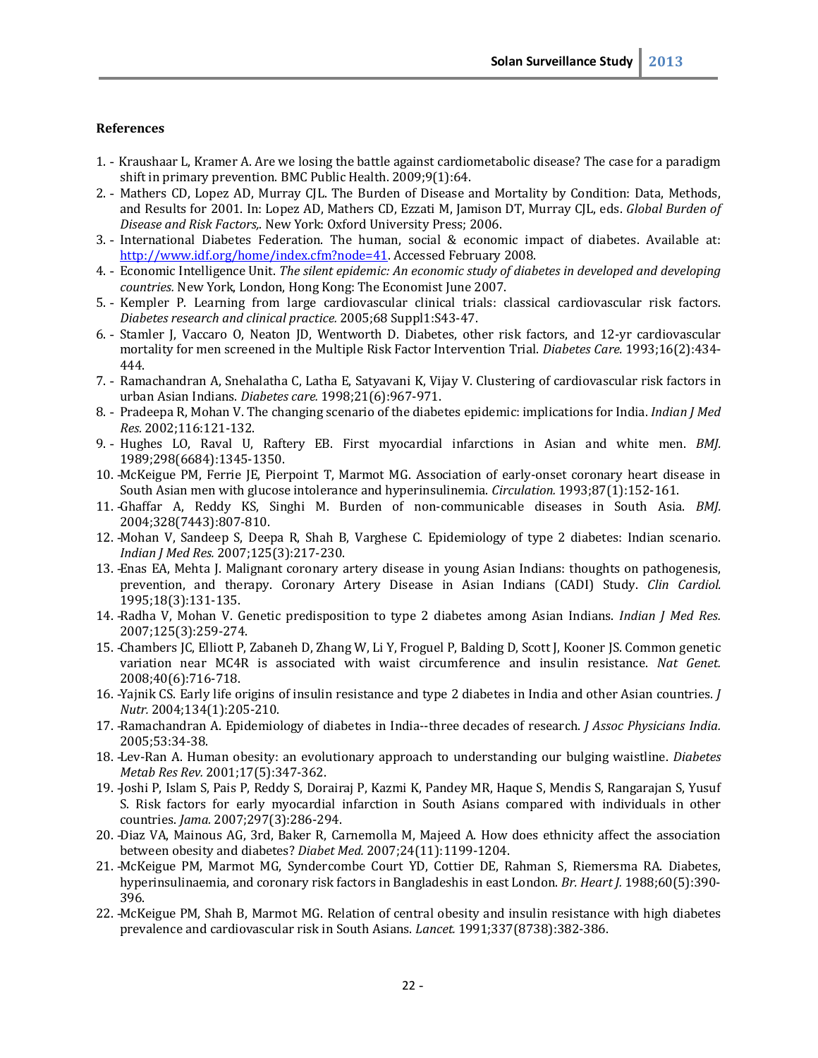**References**

1. - Kraushaar L, Kramer A. Are we losing the battle against cardiometabolic disease? The case for a paradigm shift in primary prevention. BMC Public Health. 2009;9(1):64.
2. - Mathers CD, Lopez AD, Murray CJL. The Burden of Disease and Mortality by Condition: Data, Methods, and Results for 2001. In: Lopez AD, Mathers CD, Ezzati M, Jamison DT, Murray CJL, eds. *Global Burden of Disease and Risk Factors,*. New York: Oxford University Press; 2006.
3. - International Diabetes Federation. The human, social & economic impact of diabetes. Available at: http://www.idf.org/home/index.cfm?node=41. Accessed February 2008.
4. - Economic Intelligence Unit. *The silent epidemic: An economic study of diabetes in developed and developing countries.* New York, London, Hong Kong: The Economist June 2007.
5. - Kempler P. Learning from large cardiovascular clinical trials: classical cardiovascular risk factors. *Diabetes research and clinical practice.* 2005;68 Suppl1:S43-47.
6. - Stamler J, Vaccaro O, Neaton JD, Wentworth D. Diabetes, other risk factors, and 12-yr cardiovascular mortality for men screened in the Multiple Risk Factor Intervention Trial. *Diabetes Care.* 1993;16(2):434-444.
7. - Ramachandran A, Snehalatha C, Latha E, Satyavani K, Vijay V. Clustering of cardiovascular risk factors in urban Asian Indians. *Diabetes care.* 1998;21(6):967-971.
8. - Pradeepa R, Mohan V. The changing scenario of the diabetes epidemic: implications for India. *Indian J Med Res.* 2002;116:121-132.
9. - Hughes LO, Raval U, Raftery EB. First myocardial infarctions in Asian and white men. *BMJ.* 1989;298(6684):1345-1350.
10. - McKeigue PM, Ferrie JE, Pierpoint T, Marmot MG. Association of early-onset coronary heart disease in South Asian men with glucose intolerance and hyperinsulinemia. *Circulation.* 1993;87(1):152-161.
11. - Ghaffar A, Reddy KS, Singhi M. Burden of non-communicable diseases in South Asia. *BMJ.* 2004;328(7443):807-810.
12. - Mohan V, Sandeep S, Deepa R, Shah B, Varghese C. Epidemiology of type 2 diabetes: Indian scenario. *Indian J Med Res.* 2007;125(3):217-230.
13. - Enas EA, Mehta J. Malignant coronary artery disease in young Asian Indians: thoughts on pathogenesis, prevention, and therapy. Coronary Artery Disease in Asian Indians (CADI) Study. *Clin Cardiol.* 1995;18(3):131-135.
14. - Radha V, Mohan V. Genetic predisposition to type 2 diabetes among Asian Indians. *Indian J Med Res.* 2007;125(3):259-274.
15. - Chambers JC, Elliott P, Zabaneh D, Zhang W, Li Y, Froguel P, Balding D, Scott J, Kooner JS. Common genetic variation near MC4R is associated with waist circumference and insulin resistance. *Nat Genet.* 2008;40(6):716-718.
16. - Yajnik CS. Early life origins of insulin resistance and type 2 diabetes in India and other Asian countries. *J Nutr.* 2004;134(1):205-210.
17. - Ramachandran A. Epidemiology of diabetes in India--three decades of research. *J Assoc Physicians India.* 2005;53:34-38.
18. - Lev-Ran A. Human obesity: an evolutionary approach to understanding our bulging waistline. *Diabetes Metab Res Rev.* 2001;17(5):347-362.
19. - Joshi P, Islam S, Pais P, Reddy S, Dorairaj P, Kazmi K, Pandey MR, Haque S, Mendis S, Rangarajan S, Yusuf S. Risk factors for early myocardial infarction in South Asians compared with individuals in other countries. *Jama.* 2007;297(3):286-294.
20. - Diaz VA, Mainous AG, 3rd, Baker R, Carnemolla M, Majeed A. How does ethnicity affect the association between obesity and diabetes? *Diabet Med.* 2007;24(11):1199-1204.
21. - McKeigue PM, Marmot MG, Syndercombe Court YD, Cottier DE, Rahman S, Riemersma RA. Diabetes, hyperinsulinaemia, and coronary risk factors in Bangladeshis in east London. *Br. Heart J.* 1988;60(5):390-396.
22. - McKeigue PM, Shah B, Marmot MG. Relation of central obesity and insulin resistance with high diabetes prevalence and cardiovascular risk in South Asians. *Lancet.* 1991;337(8738):382-386.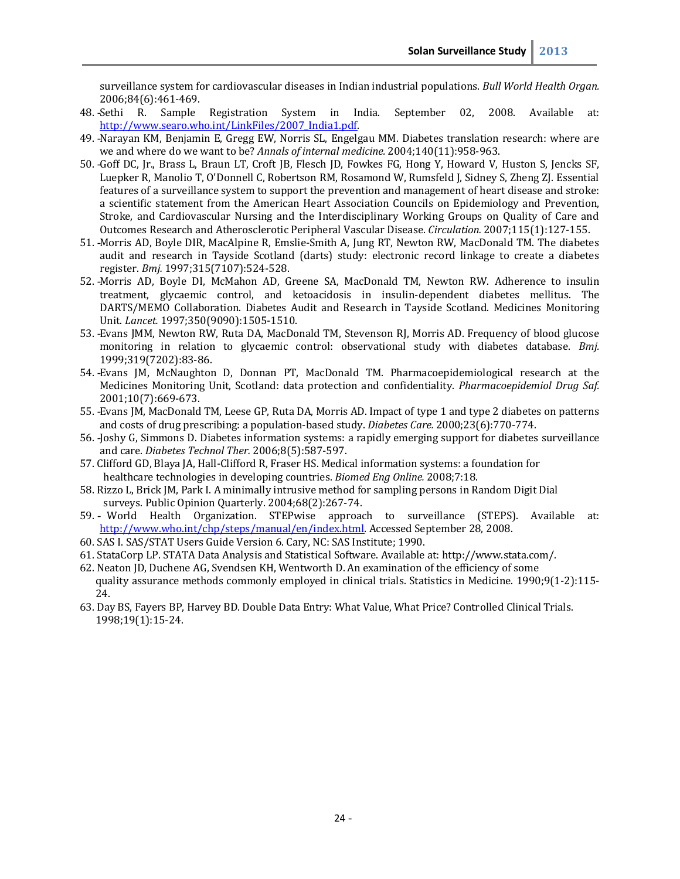surveillance system for cardiovascular diseases in Indian industrial populations. *Bull World Health Organ.* 2006;84(6):461-469.

48. Sethi R. Sample Registration System in India. September 02, 2008. Available at: http://www.searo.who.int/LinkFiles/2007_India1.pdf.
49. Narayan KM, Benjamin E, Gregg EW, Norris SL, Engelgau MM. Diabetes translation research: where are we and where do we want to be? *Annals of internal medicine.* 2004;140(11):958-963.
50. Goff DC, Jr., Brass L, Braun LT, Croft JB, Flesch JD, Fowkes FG, Hong Y, Howard V, Huston S, Jencks SF, Luepker R, Manolio T, O'Donnell C, Robertson RM, Rosamond W, Rumsfeld J, Sidney S, Zheng ZJ. Essential features of a surveillance system to support the prevention and management of heart disease and stroke: a scientific statement from the American Heart Association Councils on Epidemiology and Prevention, Stroke, and Cardiovascular Nursing and the Interdisciplinary Working Groups on Quality of Care and Outcomes Research and Atherosclerotic Peripheral Vascular Disease. *Circulation.* 2007;115(1):127-155.
51. Morris AD, Boyle DIR, MacAlpine R, Emslie-Smith A, Jung RT, Newton RW, MacDonald TM. The diabetes audit and research in Tayside Scotland (darts) study: electronic record linkage to create a diabetes register. *Bmj.* 1997;315(7107):524-528.
52. Morris AD, Boyle DI, McMahon AD, Greene SA, MacDonald TM, Newton RW. Adherence to insulin treatment, glycaemic control, and ketoacidosis in insulin-dependent diabetes mellitus. The DARTS/MEMO Collaboration. Diabetes Audit and Research in Tayside Scotland. Medicines Monitoring Unit. *Lancet.* 1997;350(9090):1505-1510.
53. Evans JMM, Newton RW, Ruta DA, MacDonald TM, Stevenson RJ, Morris AD. Frequency of blood glucose monitoring in relation to glycaemic control: observational study with diabetes database. *Bmj.* 1999;319(7202):83-86.
54. Evans JM, McNaughton D, Donnan PT, MacDonald TM. Pharmacoepidemiological research at the Medicines Monitoring Unit, Scotland: data protection and confidentiality. *Pharmacoepidemiol Drug Saf.* 2001;10(7):669-673.
55. Evans JM, MacDonald TM, Leese GP, Ruta DA, Morris AD. Impact of type 1 and type 2 diabetes on patterns and costs of drug prescribing: a population-based study. *Diabetes Care.* 2000;23(6):770-774.
56. Joshy G, Simmons D. Diabetes information systems: a rapidly emerging support for diabetes surveillance and care. *Diabetes Technol Ther.* 2006;8(5):587-597.
57. Clifford GD, Blaya JA, Hall-Clifford R, Fraser HS. Medical information systems: a foundation for healthcare technologies in developing countries. *Biomed Eng Online.* 2008;7:18.
58. Rizzo L, Brick JM, Park I. A minimally intrusive method for sampling persons in Random Digit Dial surveys. Public Opinion Quarterly. 2004;68(2):267-74.
59. World Health Organization. STEPwise approach to surveillance (STEPS). Available at: http://www.who.int/chp/steps/manual/en/index.html. Accessed September 28, 2008.
60. SAS I. SAS/STAT Users Guide Version 6. Cary, NC: SAS Institute; 1990.
61. StataCorp LP. STATA Data Analysis and Statistical Software. Available at: http://www.stata.com/.
62. Neaton JD, Duchene AG, Svendsen KH, Wentworth D. An examination of the efficiency of some quality assurance methods commonly employed in clinical trials. Statistics in Medicine. 1990;9(1-2):115-24.
63. Day BS, Fayers BP, Harvey BD. Double Data Entry: What Value, What Price? Controlled Clinical Trials. 1998;19(1):15-24.